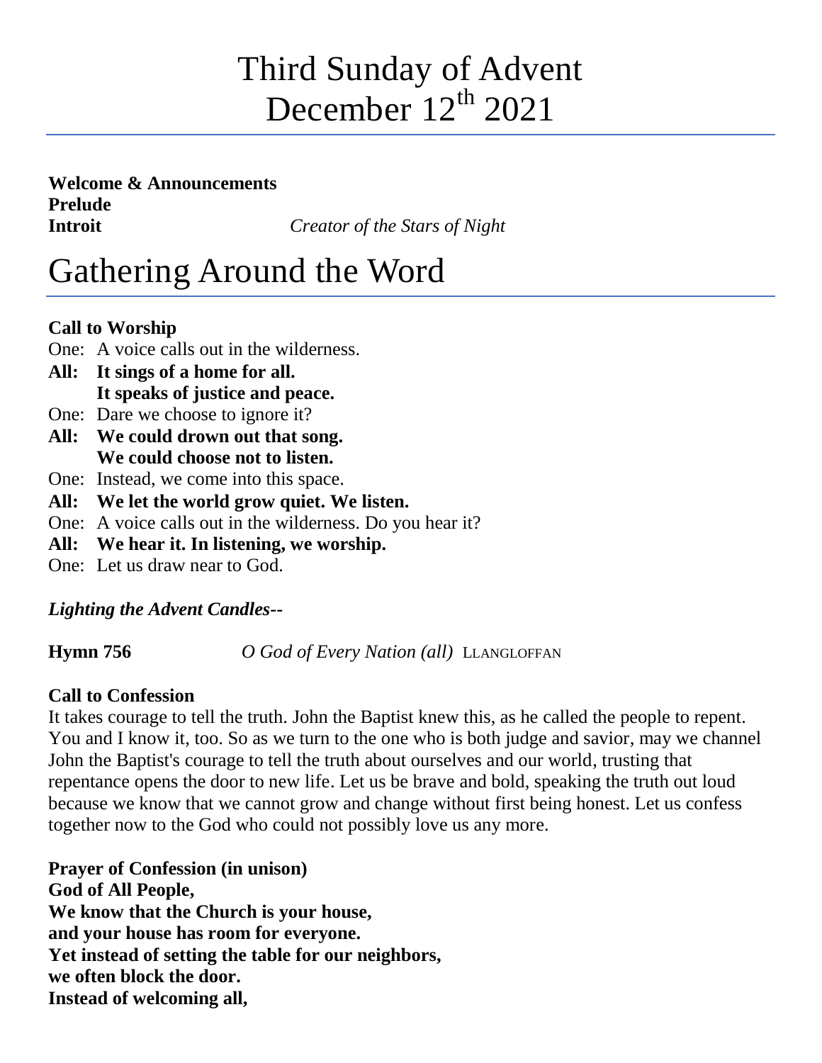# Third Sunday of Advent
# December 12th 2021

**Welcome & Announcements**
**Prelude**
**Introit** *Creator of the Stars of Night*

# Gathering Around the Word

**Call to Worship**

One: A voice calls out in the wilderness.
**All: It sings of a home for all.**
**It speaks of justice and peace.**
One: Dare we choose to ignore it?
**All: We could drown out that song.**
**We could choose not to listen.**
One: Instead, we come into this space.
**All: We let the world grow quiet. We listen.**
One: A voice calls out in the wilderness. Do you hear it?
**All: We hear it. In listening, we worship.**
One: Let us draw near to God.

***Lighting the Advent Candles--***

**Hymn 756** *O God of Every Nation (all)* LLANGLOFFAN

**Call to Confession**

It takes courage to tell the truth. John the Baptist knew this, as he called the people to repent. You and I know it, too. So as we turn to the one who is both judge and savior, may we channel John the Baptist's courage to tell the truth about ourselves and our world, trusting that repentance opens the door to new life. Let us be brave and bold, speaking the truth out loud because we know that we cannot grow and change without first being honest. Let us confess together now to the God who could not possibly love us any more.

**Prayer of Confession (in unison)**
**God of All People,**
**We know that the Church is your house,**
**and your house has room for everyone.**
**Yet instead of setting the table for our neighbors,**
**we often block the door.**
**Instead of welcoming all,**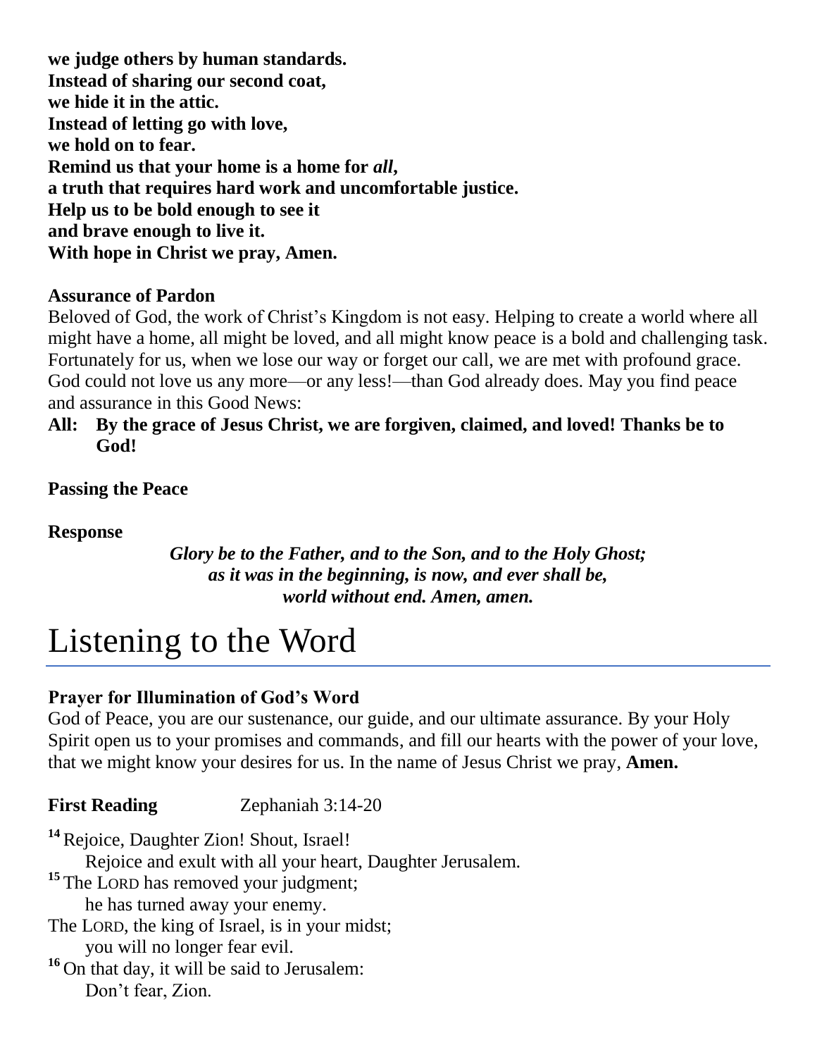**we judge others by human standards.**
**Instead of sharing our second coat,**
**we hide it in the attic.**
**Instead of letting go with love,**
**we hold on to fear.**
**Remind us that your home is a home for *all*,**
**a truth that requires hard work and uncomfortable justice.**
**Help us to be bold enough to see it**
**and brave enough to live it.**
**With hope in Christ we pray, Amen.**

**Assurance of Pardon**

Beloved of God, the work of Christ's Kingdom is not easy. Helping to create a world where all might have a home, all might be loved, and all might know peace is a bold and challenging task. Fortunately for us, when we lose our way or forget our call, we are met with profound grace. God could not love us any more—or any less!—than God already does. May you find peace and assurance in this Good News:

**All: By the grace of Jesus Christ, we are forgiven, claimed, and loved! Thanks be to God!**

**Passing the Peace**

**Response**

***Glory be to the Father, and to the Son, and to the Holy Ghost;***
***as it was in the beginning, is now, and ever shall be,***
***world without end. Amen, amen.***

# Listening to the Word

**Prayer for Illumination of God's Word**

God of Peace, you are our sustenance, our guide, and our ultimate assurance. By your Holy Spirit open us to your promises and commands, and fill our hearts with the power of your love, that we might know your desires for us. In the name of Jesus Christ we pray, **Amen.**

**First Reading** Zephaniah 3:14-20

**14** Rejoice, Daughter Zion! Shout, Israel!
Rejoice and exult with all your heart, Daughter Jerusalem.
**15** The LORD has removed your judgment;
he has turned away your enemy.
The LORD, the king of Israel, is in your midst;
you will no longer fear evil.
**16** On that day, it will be said to Jerusalem:
Don't fear, Zion.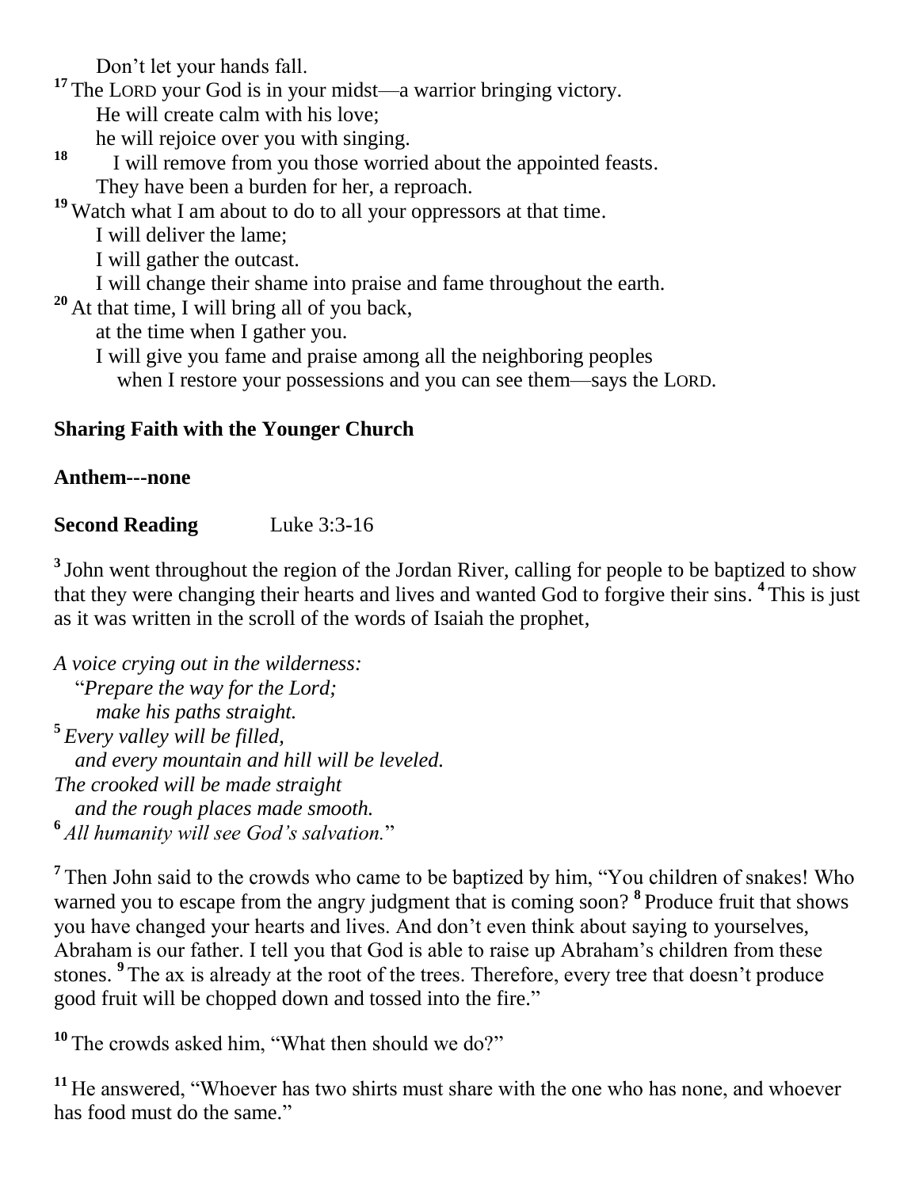Don't let your hands fall.

[17] The LORD your God is in your midst—a warrior bringing victory.
He will create calm with his love;
he will rejoice over you with singing.

[18] I will remove from you those worried about the appointed feasts.
They have been a burden for her, a reproach.

[19] Watch what I am about to do to all your oppressors at that time.
I will deliver the lame;
I will gather the outcast.
I will change their shame into praise and fame throughout the earth.

[20] At that time, I will bring all of you back,
at the time when I gather you.
I will give you fame and praise among all the neighboring peoples
when I restore your possessions and you can see them—says the LORD.

**Sharing Faith with the Younger Church**

**Anthem---none**

**Second Reading** Luke 3:3-16

[3] John went throughout the region of the Jordan River, calling for people to be baptized to show that they were changing their hearts and lives and wanted God to forgive their sins. [4] This is just as it was written in the scroll of the words of Isaiah the prophet,

*A voice crying out in the wilderness:*
"*Prepare the way for the Lord;*
*make his paths straight.*
[5] *Every valley will be filled,*
*and every mountain and hill will be leveled.*
*The crooked will be made straight*
*and the rough places made smooth.*
[6] *All humanity will see God's salvation.*"

[7] Then John said to the crowds who came to be baptized by him, "You children of snakes! Who warned you to escape from the angry judgment that is coming soon? [8] Produce fruit that shows you have changed your hearts and lives. And don't even think about saying to yourselves, Abraham is our father. I tell you that God is able to raise up Abraham's children from these stones. [9] The ax is already at the root of the trees. Therefore, every tree that doesn't produce good fruit will be chopped down and tossed into the fire."

[10] The crowds asked him, "What then should we do?"

[11] He answered, "Whoever has two shirts must share with the one who has none, and whoever has food must do the same."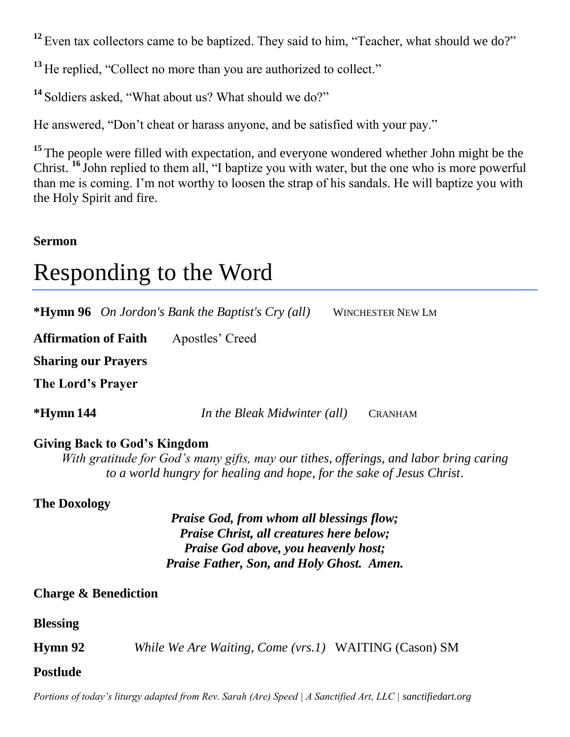[12] Even tax collectors came to be baptized. They said to him, "Teacher, what should we do?"

[13] He replied, "Collect no more than you are authorized to collect."

[14] Soldiers asked, "What about us? What should we do?"

He answered, "Don't cheat or harass anyone, and be satisfied with your pay."

[15] The people were filled with expectation, and everyone wondered whether John might be the Christ. [16] John replied to them all, "I baptize you with water, but the one who is more powerful than me is coming. I'm not worthy to loosen the strap of his sandals. He will baptize you with the Holy Spirit and fire.

**Sermon**

# Responding to the Word

**\*Hymn 96** *On Jordon's Bank the Baptist's Cry (all)* WINCHESTER NEW LM

**Affirmation of Faith** Apostles' Creed

**Sharing our Prayers**

**The Lord's Prayer**

**\*Hymn 144** *In the Bleak Midwinter (all)* CRANHAM

**Giving Back to God's Kingdom**

*With gratitude for God's many gifts, may our tithes, offerings, and labor bring caring to a world hungry for healing and hope, for the sake of Jesus Christ.*

**The Doxology**

***Praise God, from whom all blessings flow;***
***Praise Christ, all creatures here below;***
***Praise God above, you heavenly host;***
***Praise Father, Son, and Holy Ghost. Amen.***

**Charge & Benediction**

**Blessing**

**Hymn 92** *While We Are Waiting, Come (vrs.1)* WAITING (Cason) SM

**Postlude**

*Portions of today's liturgy adapted from Rev. Sarah (Are) Speed | A Sanctified Art, LLC | sanctifiedart.org*